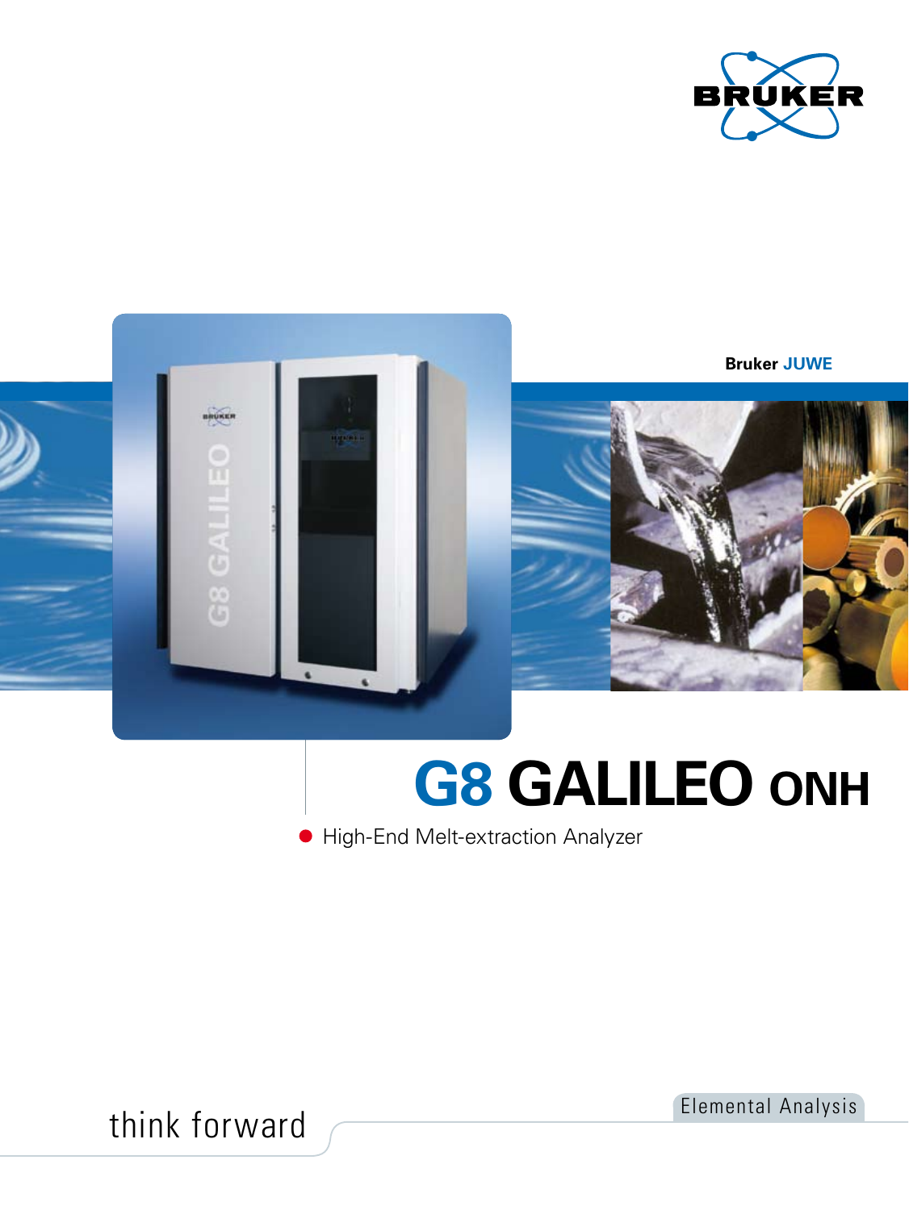Bruker JUWE

# G8 GALILEO ONH

- High-End Melt-extraction Analyzer

think forward

Elemental Analysis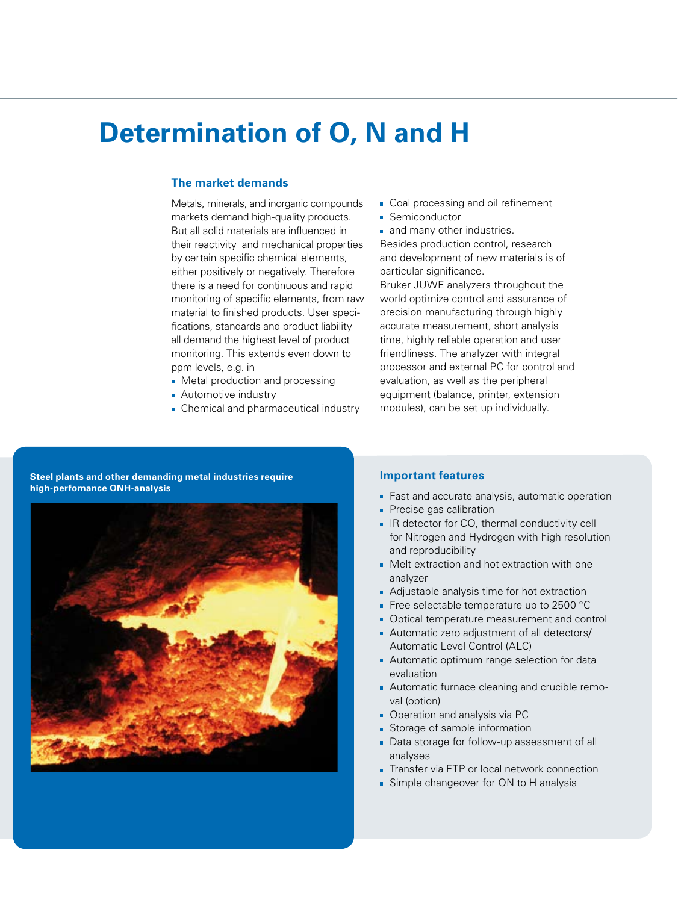# Determination of O, N and H

### The market demands

Metals, minerals, and inorganic compounds markets demand high-quality products. But all solid materials are influenced in their reactivity and mechanical properties by certain specific chemical elements, either positively or negatively. Therefore there is a need for continuous and rapid monitoring of specific elements, from raw material to finished products. User specifications, standards and product liability all demand the highest level of product monitoring. This extends even down to ppm levels, e.g. in

- Metal production and processing
- Automotive industry
- Chemical and pharmaceutical industry
- Coal processing and oil refinement
- Semiconductor
- and many other industries.

Besides production control, research and development of new materials is of particular significance.

Bruker JUWE analyzers throughout the world optimize control and assurance of precision manufacturing through highly accurate measurement, short analysis time, highly reliable operation and user friendliness. The analyzer with integral processor and external PC for control and evaluation, as well as the peripheral equipment (balance, printer, extension modules), can be set up individually.

**Steel plants and other demanding metal industries require high-perfomance ONH-analysis**

### Important features

- Fast and accurate analysis, automatic operation
- Precise gas calibration
- IR detector for CO, thermal conductivity cell for Nitrogen and Hydrogen with high resolution and reproducibility
- Melt extraction and hot extraction with one analyzer
- Adjustable analysis time for hot extraction
- Free selectable temperature up to 2500 °C
- Optical temperature measurement and control
- Automatic zero adjustment of all detectors/ Automatic Level Control (ALC)
- Automatic optimum range selection for data evaluation
- Automatic furnace cleaning and crucible removal (option)
- Operation and analysis via PC
- Storage of sample information
- Data storage for follow-up assessment of all analyses
- Transfer via FTP or local network connection
- Simple changeover for ON to H analysis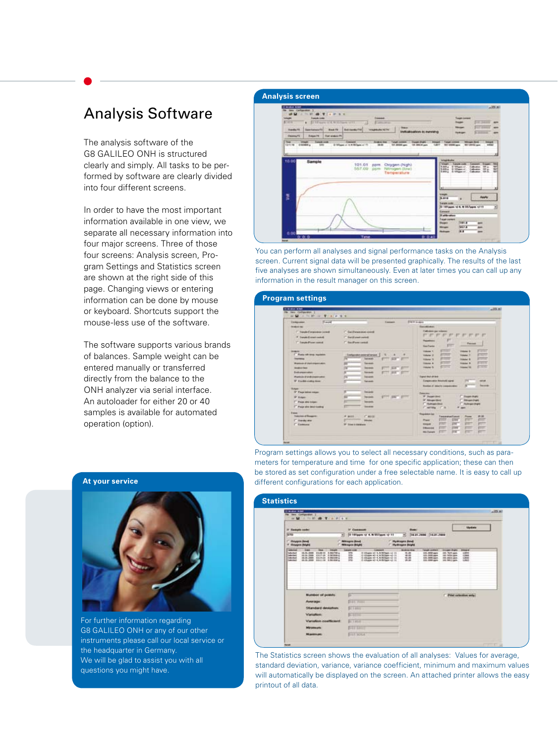# Analysis Software

The analysis software of the G8 GALILEO ONH is structured clearly and simply. All tasks to be performed by software are clearly divided into four different screens.

In order to have the most important information available in one view, we separate all necessary information into four major screens. Three of those four screens: Analysis screen, Program Settings and Statistics screen are shown at the right side of this page. Changing views or entering information can be done by mouse or keyboard. Shortcuts support the mouse-less use of the software.

The software supports various brands of balances. Sample weight can be entered manually or transferred directly from the balance to the ONH analyzer via serial interface. An autoloader for either 20 or 40 samples is available for automated operation (option).

## Analysis screen

You can perform all analyses and signal performance tasks on the Analysis screen. Current signal data will be presented graphically. The results of the last five analyses are shown simultaneously. Even at later times you can call up any information in the result manager on this screen.

## Program settings

Program settings allows you to select all necessary conditions, such as parameters for temperature and time for one specific application; these can then be stored as set configuration under a free selectable name. It is easy to call up different configurations for each application.

## Statistics

The Statistics screen shows the evaluation of all analyses: Values for average, standard deviation, variance, variance coefficient, minimum and maximum values will automatically be displayed on the screen. An attached printer allows the easy printout of all data.

## At your service

For further information regarding G8 GALILEO ONH or any of our other instruments please call our local service or the headquarter in Germany.
We will be glad to assist you with all questions you might have.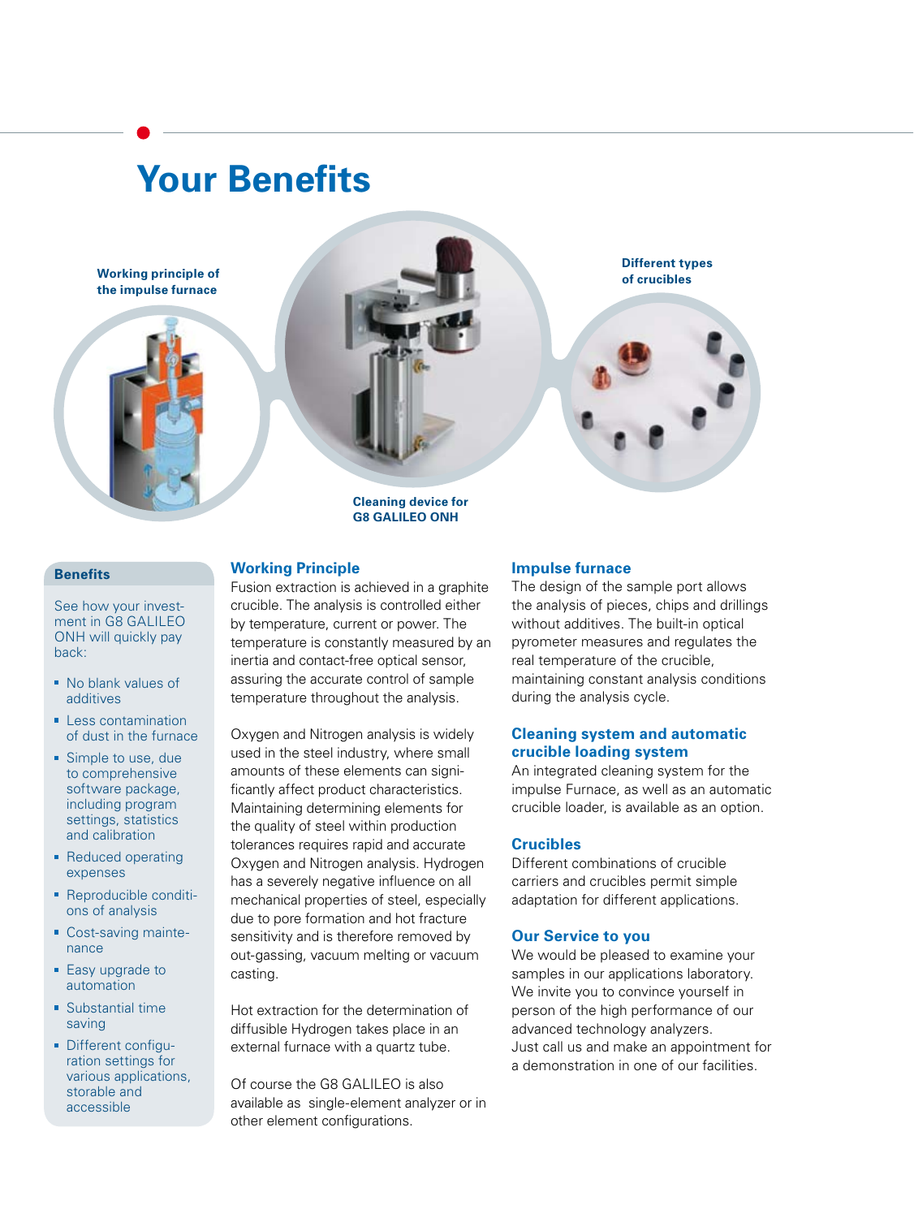# Your Benefits

Working principle of the impulse furnace

Different types of crucibles

Cleaning device for G8 GALILEO ONH

## Benefits

See how your investment in G8 GALILEO ONH will quickly pay back:

- No blank values of additives
- Less contamination of dust in the furnace
- Simple to use, due to comprehensive software package, including program settings, statistics and calibration
- Reduced operating expenses
- Reproducible conditions of analysis
- Cost-saving maintenance
- Easy upgrade to automation
- Substantial time saving
- Different configuration settings for various applications, storable and accessible

## Working Principle

Fusion extraction is achieved in a graphite crucible. The analysis is controlled either by temperature, current or power. The temperature is constantly measured by an inertia and contact-free optical sensor, assuring the accurate control of sample temperature throughout the analysis.

Oxygen and Nitrogen analysis is widely used in the steel industry, where small amounts of these elements can significantly affect product characteristics. Maintaining determining elements for the quality of steel within production tolerances requires rapid and accurate Oxygen and Nitrogen analysis. Hydrogen has a severely negative influence on all mechanical properties of steel, especially due to pore formation and hot fracture sensitivity and is therefore removed by out-gassing, vacuum melting or vacuum casting.

Hot extraction for the determination of diffusible Hydrogen takes place in an external furnace with a quartz tube.

Of course the G8 GALILEO is also available as single-element analyzer or in other element configurations.

## Impulse furnace

The design of the sample port allows the analysis of pieces, chips and drillings without additives. The built-in optical pyrometer measures and regulates the real temperature of the crucible, maintaining constant analysis conditions during the analysis cycle.

## Cleaning system and automatic crucible loading system

An integrated cleaning system for the impulse Furnace, as well as an automatic crucible loader, is available as an option.

## Crucibles

Different combinations of crucible carriers and crucibles permit simple adaptation for different applications.

## Our Service to you

We would be pleased to examine your samples in our applications laboratory. We invite you to convince yourself in person of the high performance of our advanced technology analyzers.
Just call us and make an appointment for a demonstration in one of our facilities.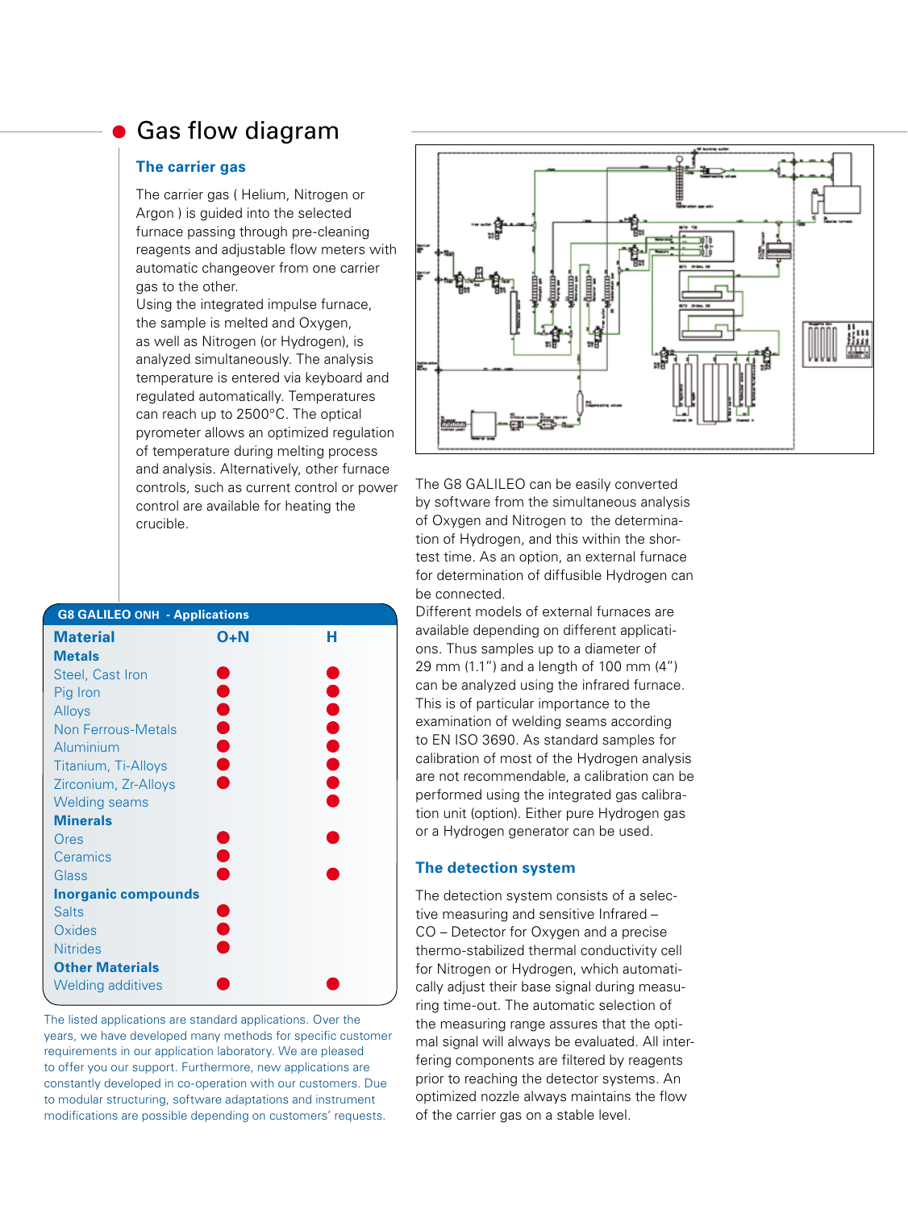# Gas flow diagram

## The carrier gas

The carrier gas ( Helium, Nitrogen or Argon ) is guided into the selected furnace passing through pre-cleaning reagents and adjustable flow meters with automatic changeover from one carrier gas to the other.
Using the integrated impulse furnace, the sample is melted and Oxygen, as well as Nitrogen (or Hydrogen), is analyzed simultaneously. The analysis temperature is entered via keyboard and regulated automatically. Temperatures can reach up to 2500°C. The optical pyrometer allows an optimized regulation of temperature during melting process and analysis. Alternatively, other furnace controls, such as current control or power control are available for heating the crucible.

| G8 GALILEO ONH - Applications | | |
|---|---|---|
| **Material** | **O+N** | **H** |
| **Metals** | | |
| Steel, Cast Iron | ● | ● |
| Pig Iron | ● | ● |
| Alloys | ● | ● |
| Non Ferrous-Metals | ● | ● |
| Aluminium | ● | ● |
| Titanium, Ti-Alloys | ● | ● |
| Zirconium, Zr-Alloys | ● | ● |
| Welding seams | | ● |
| **Minerals** | | |
| Ores | ● | ● |
| Ceramics | ● | |
| Glass | ● | ● |
| **Inorganic compounds** | | |
| Salts | ● | |
| Oxides | ● | |
| Nitrides | ● | |
| **Other Materials** | | |
| Welding additives | ● | ● |

The listed applications are standard applications. Over the years, we have developed many methods for specific customer requirements in our application laboratory. We are pleased to offer you our support. Furthermore, new applications are constantly developed in co-operation with our customers. Due to modular structuring, software adaptations and instrument modifications are possible depending on customers' requests.

The G8 GALILEO can be easily converted by software from the simultaneous analysis of Oxygen and Nitrogen to the determination of Hydrogen, and this within the shortest time. As an option, an external furnace for determination of diffusible Hydrogen can be connected.
Different models of external furnaces are available depending on different applications. Thus samples up to a diameter of 29 mm (1.1") and a length of 100 mm (4") can be analyzed using the infrared furnace. This is of particular importance to the examination of welding seams according to EN ISO 3690. As standard samples for calibration of most of the Hydrogen analysis are not recommendable, a calibration can be performed using the integrated gas calibration unit (option). Either pure Hydrogen gas or a Hydrogen generator can be used.

## The detection system

The detection system consists of a selective measuring and sensitive Infrared – CO – Detector for Oxygen and a precise thermo-stabilized thermal conductivity cell for Nitrogen or Hydrogen, which automatically adjust their base signal during measuring time-out. The automatic selection of the measuring range assures that the optimal signal will always be evaluated. All interfering components are filtered by reagents prior to reaching the detector systems. An optimized nozzle always maintains the flow of the carrier gas on a stable level.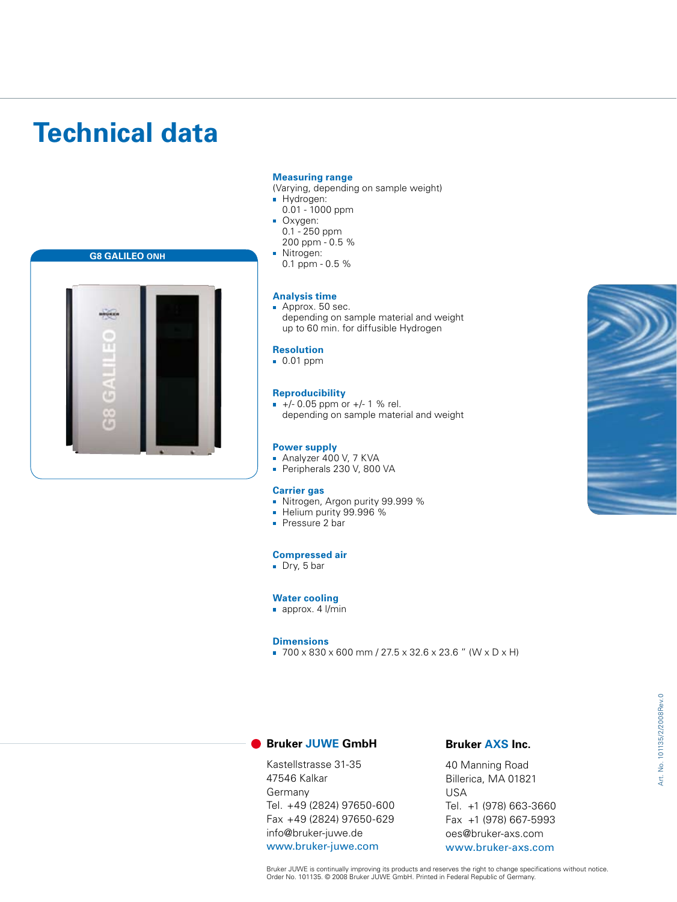# Technical data

G8 GALILEO ONH

### Measuring range

(Varying, depending on sample weight)

- Hydrogen:
  0.01 - 1000 ppm
- Oxygen:
  0.1 - 250 ppm
  200 ppm - 0.5 %
- Nitrogen:
  0.1 ppm - 0.5 %

### Analysis time

- Approx. 50 sec.
  depending on sample material and weight
  up to 60 min. for diffusible Hydrogen

### Resolution

- 0.01 ppm

### Reproducibility

- +/- 0.05 ppm or +/- 1 % rel.
  depending on sample material and weight

### Power supply

- Analyzer 400 V, 7 KVA
- Peripherals 230 V, 800 VA

### Carrier gas

- Nitrogen, Argon purity 99.999 %
- Helium purity 99.996 %
- Pressure 2 bar

### Compressed air

- Dry, 5 bar

### Water cooling

- approx. 4 l/min

### Dimensions

- 700 x 830 x 600 mm / 27.5 x 32.6 x 23.6 " (W x D x H)

**Bruker JUWE GmbH**

Kastellstrasse 31-35
47546 Kalkar
Germany
Tel. +49 (2824) 97650-600
Fax +49 (2824) 97650-629
info@bruker-juwe.de
www.bruker-juwe.com

**Bruker AXS Inc.**

40 Manning Road
Billerica, MA 01821
USA
Tel. +1 (978) 663-3660
Fax +1 (978) 667-5993
oes@bruker-axs.com
www.bruker-axs.com

Art. No. 101135/2/2008Rev.0

Bruker JUWE is continually improving its products and reserves the right to change specifications without notice.
Order No. 101135. © 2008 Bruker JUWE GmbH. Printed in Federal Republic of Germany.